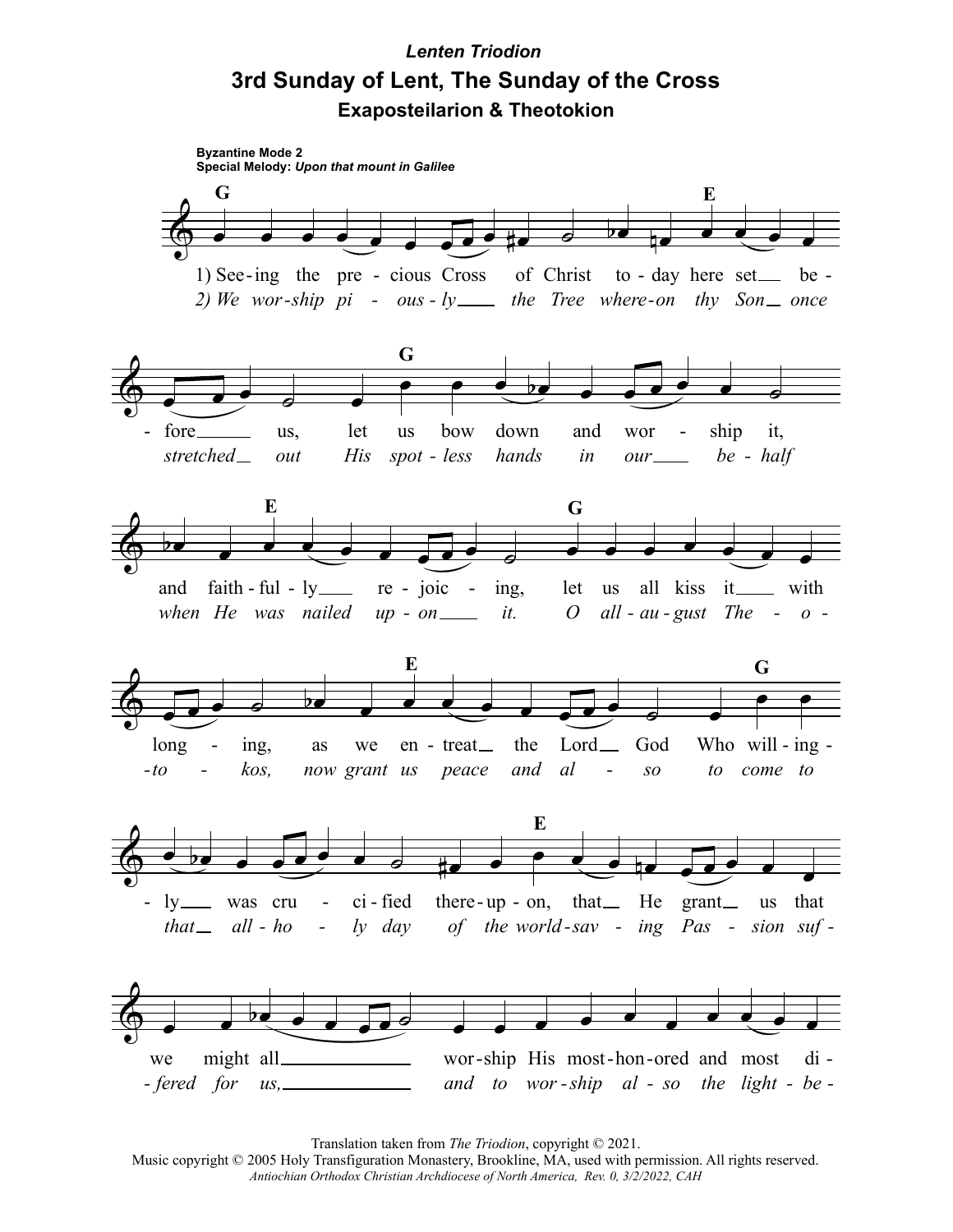*Lenten Triodion*

# 3rd Sunday of Lent, The Sunday of the Cross

## Exaposteilarion & Theotokion

**Byzantine Mode 2**
**Special Melody:** *Upon that mount in Galilee*

1) Seeing the precious Cross of Christ today here set before us, let us bow down and worship it, and faithfully rejoicing, let us all kiss it with longing, as we entreat the Lord God Who willingly was crucified thereupon, that He grant us that we might all worship His most-honored and most di-

*2) We worship piously the Tree whereon thy Son once stretched out His spotless hands in our behalf when He was nailed upon it. O all-august Theotokos, now grant us peace and also to come to that all-holy day of the world-saving Passion suffered for us, and to worship also the light-be-*

Translation taken from *The Triodion*, copyright © 2021.
Music copyright © 2005 Holy Transfiguration Monastery, Brookline, MA, used with permission. All rights reserved.
*Antiochian Orthodox Christian Archdiocese of North America, Rev. 0, 3/2/2022, CAH*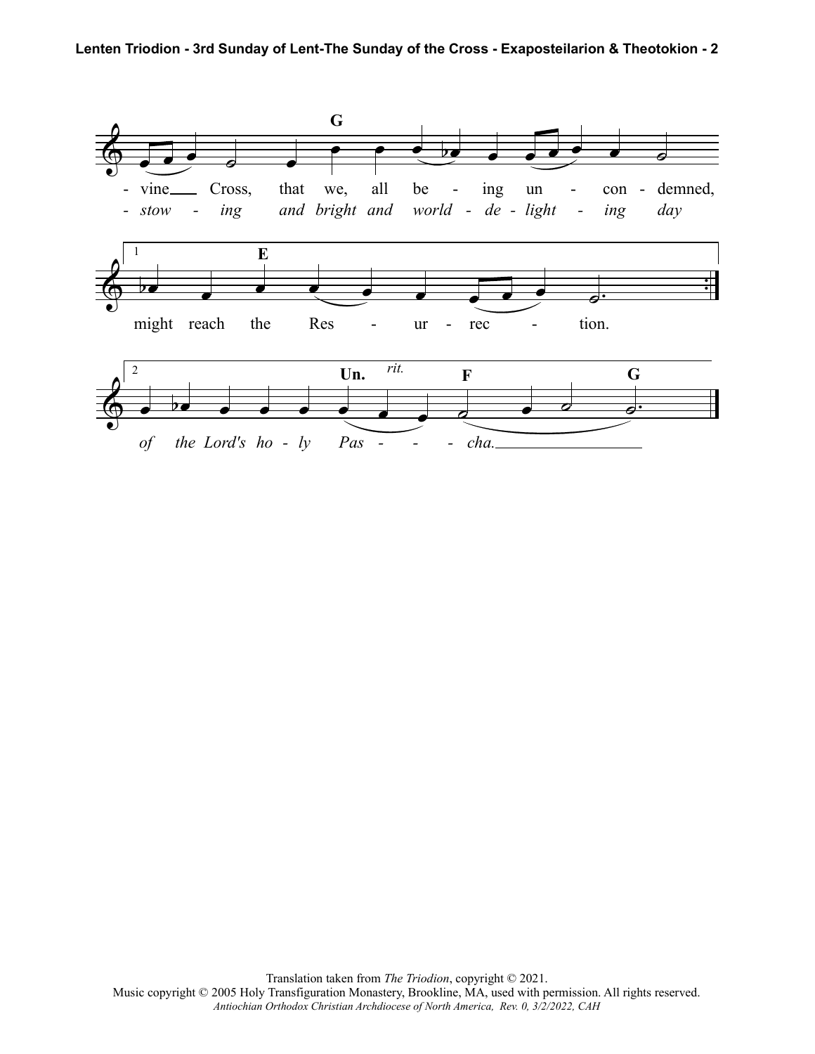- vine Cross, that we, all be - ing un - con - demned,

*- stow - ing and bright and world - de - light - ing day*

might reach the Res - ur - rec - tion.

*of the Lord's ho - ly Pas - - - cha.*

Translation taken from *The Triodion*, copyright © 2021.
Music copyright © 2005 Holy Transfiguration Monastery, Brookline, MA, used with permission. All rights reserved.
*Antiochian Orthodox Christian Archdiocese of North America, Rev. 0, 3/2/2022, CAH*